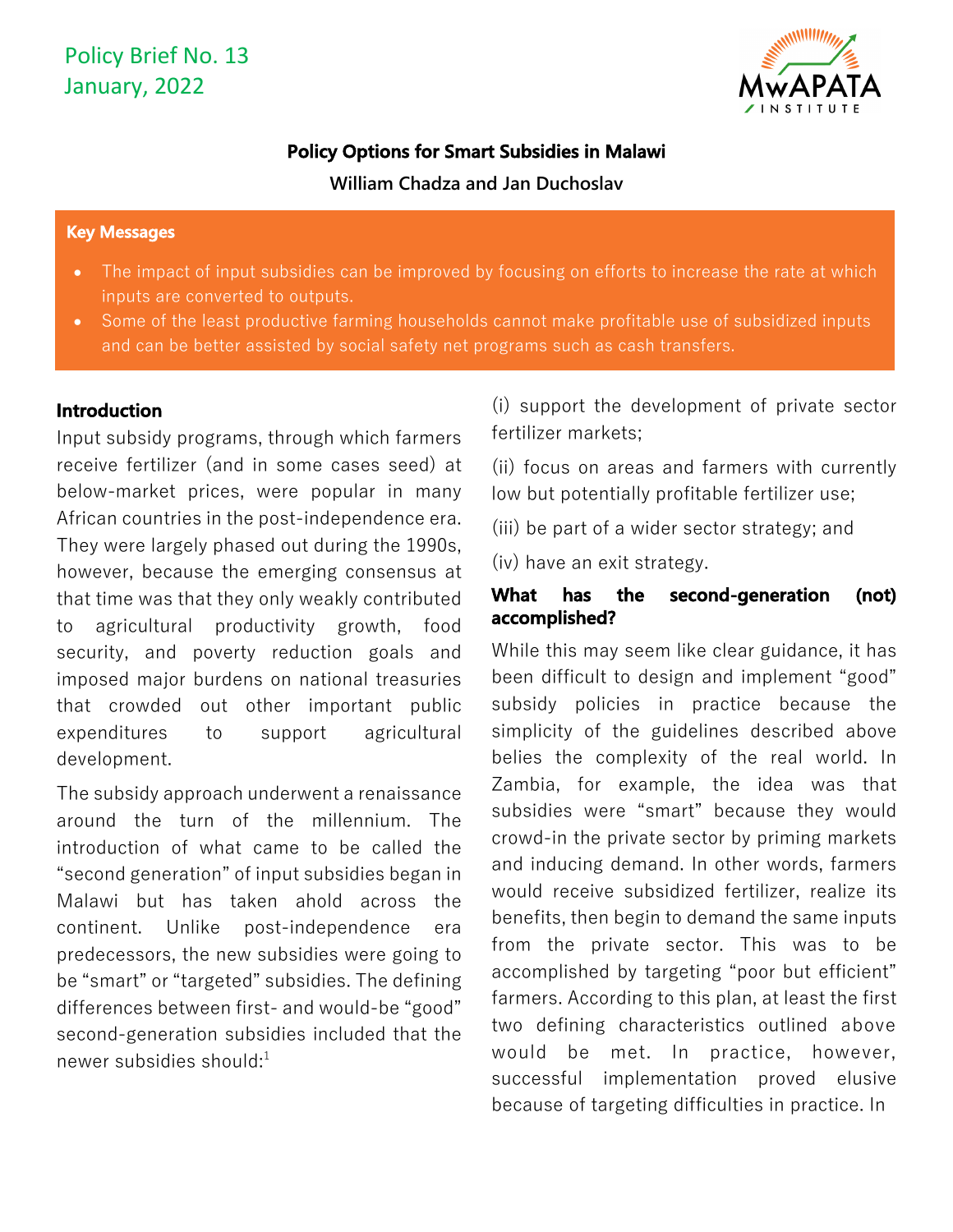Policy Brief No. 13
January, 2022

# Policy Options for Smart Subsidies in Malawi

**William Chadza and Jan Duchoslav**

**Key Messages**

- The impact of input subsidies can be improved by focusing on efforts to increase the rate at which inputs are converted to outputs.
- Some of the least productive farming households cannot make profitable use of subsidized inputs and can be better assisted by social safety net programs such as cash transfers.

## Introduction

Input subsidy programs, through which farmers receive fertilizer (and in some cases seed) at below-market prices, were popular in many African countries in the post-independence era. They were largely phased out during the 1990s, however, because the emerging consensus at that time was that they only weakly contributed to agricultural productivity growth, food security, and poverty reduction goals and imposed major burdens on national treasuries that crowded out other important public expenditures to support agricultural development.

The subsidy approach underwent a renaissance around the turn of the millennium. The introduction of what came to be called the "second generation" of input subsidies began in Malawi but has taken ahold across the continent. Unlike post-independence era predecessors, the new subsidies were going to be "smart" or "targeted" subsidies. The defining differences between first- and would-be "good" second-generation subsidies included that the newer subsidies should:[1]

(i) support the development of private sector fertilizer markets;

(ii) focus on areas and farmers with currently low but potentially profitable fertilizer use;

(iii) be part of a wider sector strategy; and

(iv) have an exit strategy.

## What has the second-generation (not) accomplished?

While this may seem like clear guidance, it has been difficult to design and implement "good" subsidy policies in practice because the simplicity of the guidelines described above belies the complexity of the real world. In Zambia, for example, the idea was that subsidies were "smart" because they would crowd-in the private sector by priming markets and inducing demand. In other words, farmers would receive subsidized fertilizer, realize its benefits, then begin to demand the same inputs from the private sector. This was to be accomplished by targeting "poor but efficient" farmers. According to this plan, at least the first two defining characteristics outlined above would be met. In practice, however, successful implementation proved elusive because of targeting difficulties in practice. In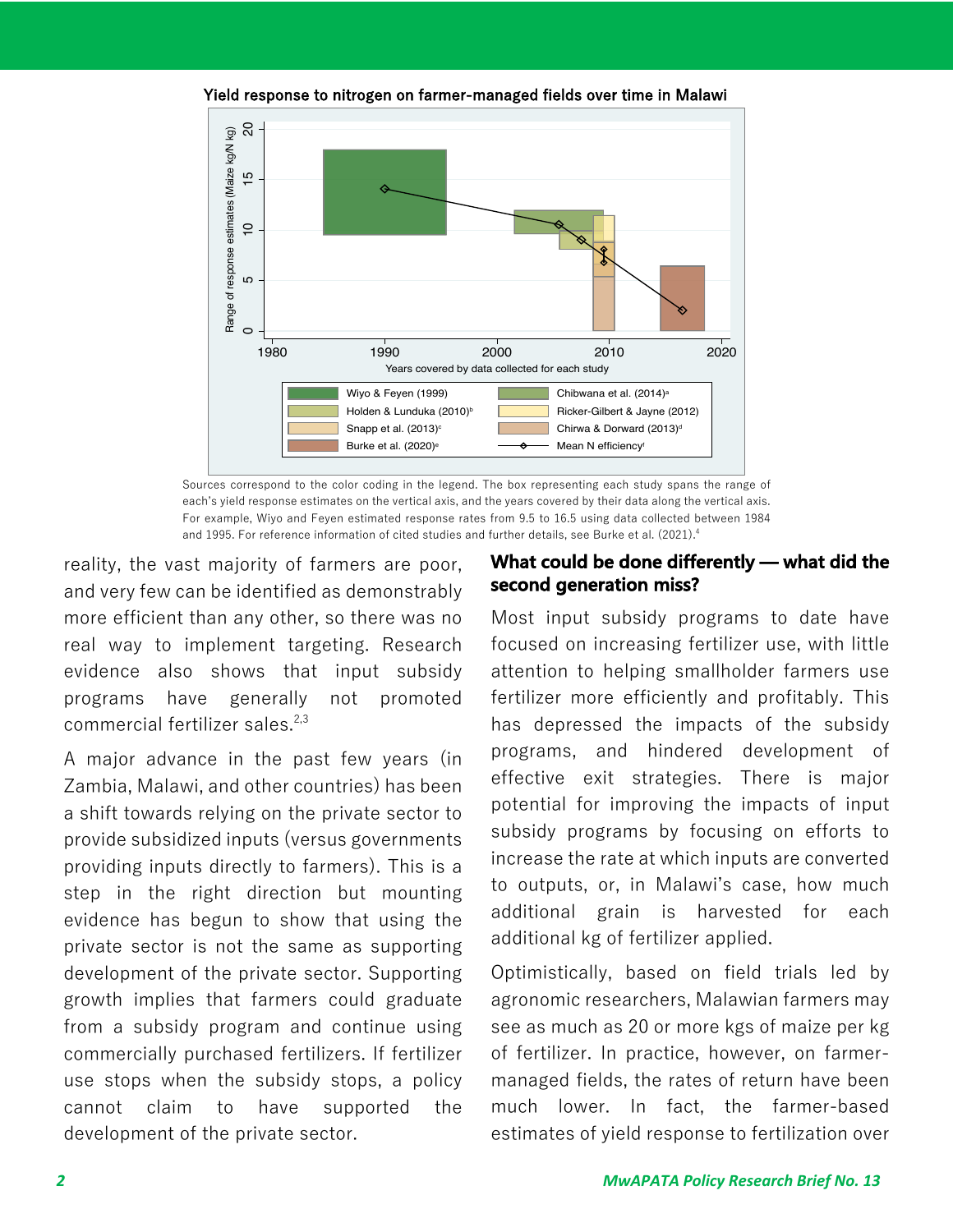**Yield response to nitrogen on farmer-managed fields over time in Malawi**

Sources correspond to the color coding in the legend. The box representing each study spans the range of each's yield response estimates on the vertical axis, and the years covered by their data along the vertical axis. For example, Wiyo and Feyen estimated response rates from 9.5 to 16.5 using data collected between 1984 and 1995. For reference information of cited studies and further details, see Burke et al. (2021).[4]

reality, the vast majority of farmers are poor, and very few can be identified as demonstrably more efficient than any other, so there was no real way to implement targeting. Research evidence also shows that input subsidy programs have generally not promoted commercial fertilizer sales.[2,3]

A major advance in the past few years (in Zambia, Malawi, and other countries) has been a shift towards relying on the private sector to provide subsidized inputs (versus governments providing inputs directly to farmers). This is a step in the right direction but mounting evidence has begun to show that using the private sector is not the same as supporting development of the private sector. Supporting growth implies that farmers could graduate from a subsidy program and continue using commercially purchased fertilizers. If fertilizer use stops when the subsidy stops, a policy cannot claim to have supported the development of the private sector.

## What could be done differently — what did the second generation miss?

Most input subsidy programs to date have focused on increasing fertilizer use, with little attention to helping smallholder farmers use fertilizer more efficiently and profitably. This has depressed the impacts of the subsidy programs, and hindered development of effective exit strategies. There is major potential for improving the impacts of input subsidy programs by focusing on efforts to increase the rate at which inputs are converted to outputs, or, in Malawi's case, how much additional grain is harvested for each additional kg of fertilizer applied.

Optimistically, based on field trials led by agronomic researchers, Malawian farmers may see as much as 20 or more kgs of maize per kg of fertilizer. In practice, however, on farmer-managed fields, the rates of return have been much lower. In fact, the farmer-based estimates of yield response to fertilization over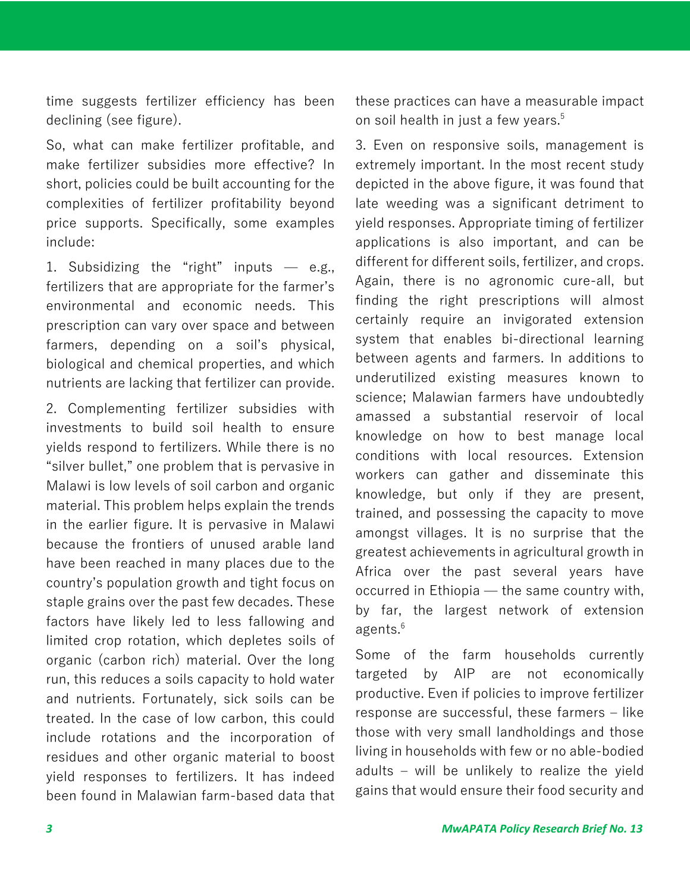time suggests fertilizer efficiency has been declining (see figure).

So, what can make fertilizer profitable, and make fertilizer subsidies more effective? In short, policies could be built accounting for the complexities of fertilizer profitability beyond price supports. Specifically, some examples include:

1. Subsidizing the "right" inputs — e.g., fertilizers that are appropriate for the farmer's environmental and economic needs. This prescription can vary over space and between farmers, depending on a soil's physical, biological and chemical properties, and which nutrients are lacking that fertilizer can provide.

2. Complementing fertilizer subsidies with investments to build soil health to ensure yields respond to fertilizers. While there is no "silver bullet," one problem that is pervasive in Malawi is low levels of soil carbon and organic material. This problem helps explain the trends in the earlier figure. It is pervasive in Malawi because the frontiers of unused arable land have been reached in many places due to the country's population growth and tight focus on staple grains over the past few decades. These factors have likely led to less fallowing and limited crop rotation, which depletes soils of organic (carbon rich) material. Over the long run, this reduces a soils capacity to hold water and nutrients. Fortunately, sick soils can be treated. In the case of low carbon, this could include rotations and the incorporation of residues and other organic material to boost yield responses to fertilizers. It has indeed been found in Malawian farm-based data that these practices can have a measurable impact on soil health in just a few years.[5]

3. Even on responsive soils, management is extremely important. In the most recent study depicted in the above figure, it was found that late weeding was a significant detriment to yield responses. Appropriate timing of fertilizer applications is also important, and can be different for different soils, fertilizer, and crops. Again, there is no agronomic cure-all, but finding the right prescriptions will almost certainly require an invigorated extension system that enables bi-directional learning between agents and farmers. In additions to underutilized existing measures known to science; Malawian farmers have undoubtedly amassed a substantial reservoir of local knowledge on how to best manage local conditions with local resources. Extension workers can gather and disseminate this knowledge, but only if they are present, trained, and possessing the capacity to move amongst villages. It is no surprise that the greatest achievements in agricultural growth in Africa over the past several years have occurred in Ethiopia — the same country with, by far, the largest network of extension agents.[6]

Some of the farm households currently targeted by AIP are not economically productive. Even if policies to improve fertilizer response are successful, these farmers – like those with very small landholdings and those living in households with few or no able-bodied adults – will be unlikely to realize the yield gains that would ensure their food security and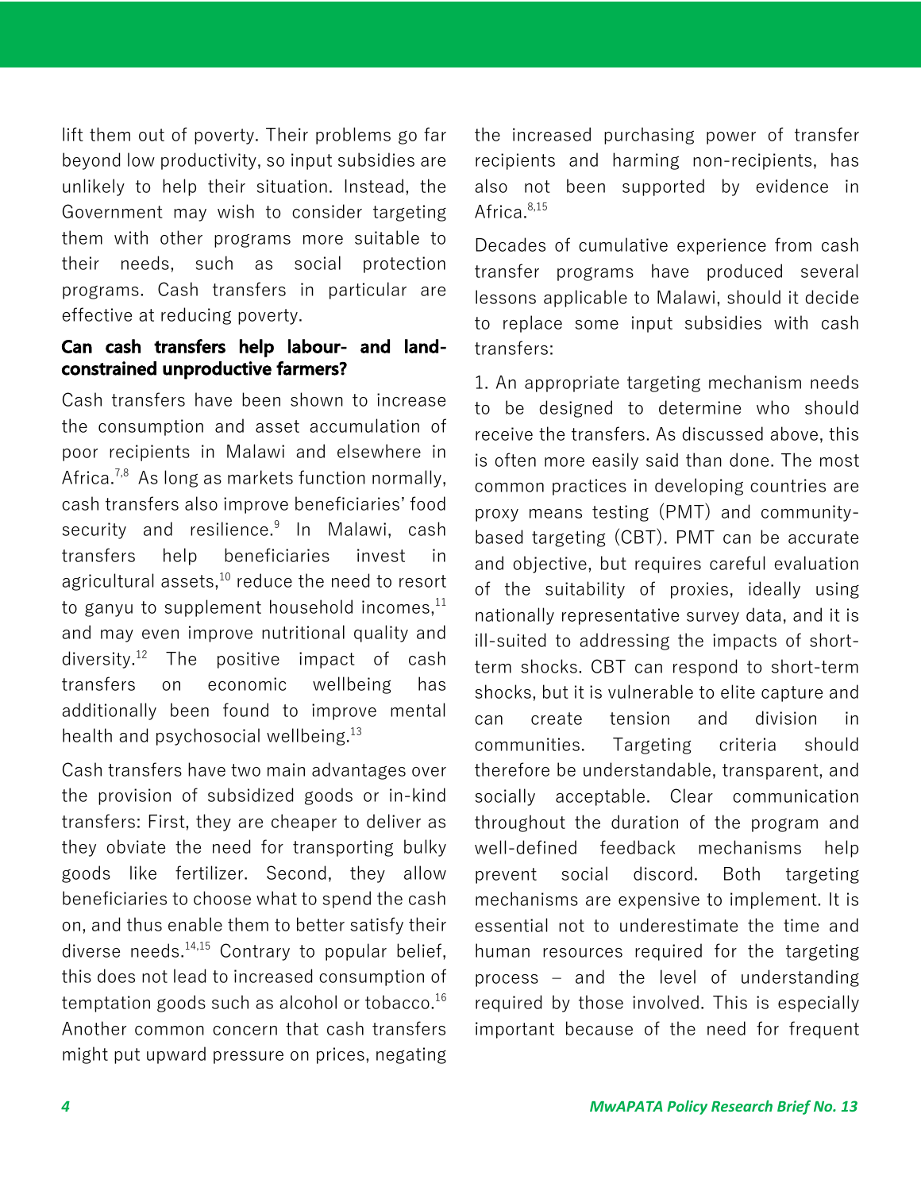lift them out of poverty. Their problems go far beyond low productivity, so input subsidies are unlikely to help their situation. Instead, the Government may wish to consider targeting them with other programs more suitable to their needs, such as social protection programs. Cash transfers in particular are effective at reducing poverty.

### Can cash transfers help labour- and land-constrained unproductive farmers?

Cash transfers have been shown to increase the consumption and asset accumulation of poor recipients in Malawi and elsewhere in Africa.[7,8] As long as markets function normally, cash transfers also improve beneficiaries' food security and resilience.[9] In Malawi, cash transfers help beneficiaries invest in agricultural assets,[10] reduce the need to resort to ganyu to supplement household incomes,[11] and may even improve nutritional quality and diversity.[12] The positive impact of cash transfers on economic wellbeing has additionally been found to improve mental health and psychosocial wellbeing.[13]

Cash transfers have two main advantages over the provision of subsidized goods or in-kind transfers: First, they are cheaper to deliver as they obviate the need for transporting bulky goods like fertilizer. Second, they allow beneficiaries to choose what to spend the cash on, and thus enable them to better satisfy their diverse needs.[14,15] Contrary to popular belief, this does not lead to increased consumption of temptation goods such as alcohol or tobacco.[16] Another common concern that cash transfers might put upward pressure on prices, negating the increased purchasing power of transfer recipients and harming non-recipients, has also not been supported by evidence in Africa.[8,15]

Decades of cumulative experience from cash transfer programs have produced several lessons applicable to Malawi, should it decide to replace some input subsidies with cash transfers:

1. An appropriate targeting mechanism needs to be designed to determine who should receive the transfers. As discussed above, this is often more easily said than done. The most common practices in developing countries are proxy means testing (PMT) and community-based targeting (CBT). PMT can be accurate and objective, but requires careful evaluation of the suitability of proxies, ideally using nationally representative survey data, and it is ill-suited to addressing the impacts of short-term shocks. CBT can respond to short-term shocks, but it is vulnerable to elite capture and can create tension and division in communities. Targeting criteria should therefore be understandable, transparent, and socially acceptable. Clear communication throughout the duration of the program and well-defined feedback mechanisms help prevent social discord. Both targeting mechanisms are expensive to implement. It is essential not to underestimate the time and human resources required for the targeting process – and the level of understanding required by those involved. This is especially important because of the need for frequent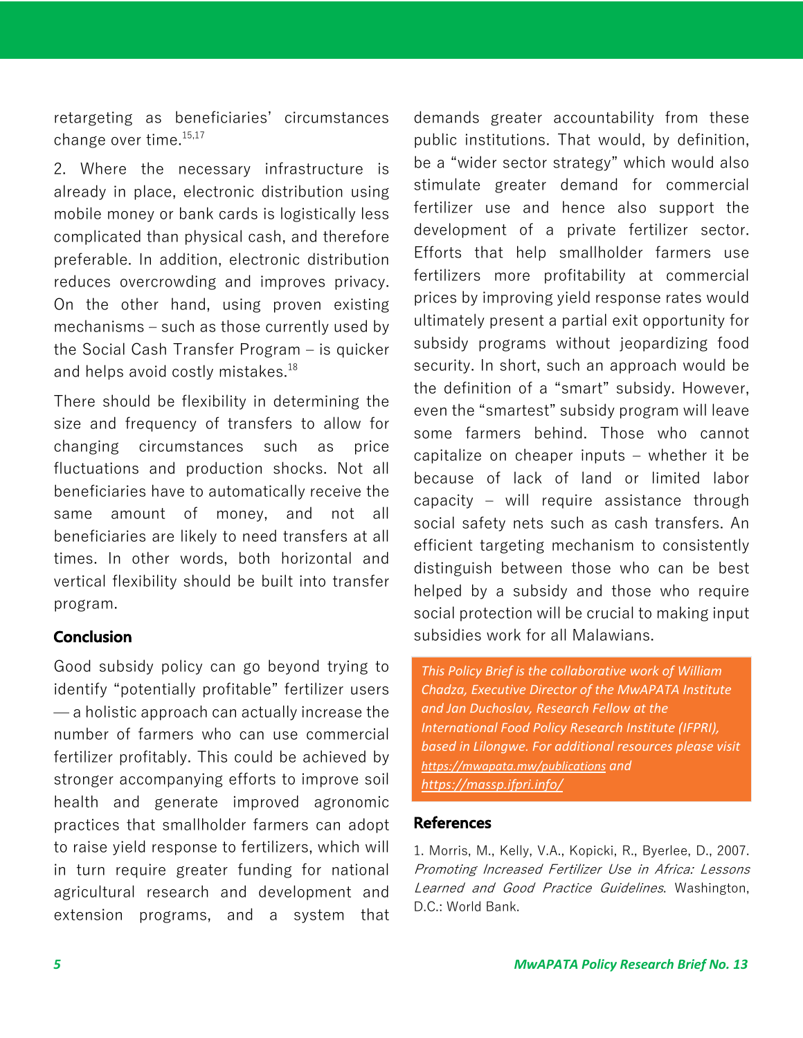retargeting as beneficiaries' circumstances change over time.[15,17]

2. Where the necessary infrastructure is already in place, electronic distribution using mobile money or bank cards is logistically less complicated than physical cash, and therefore preferable. In addition, electronic distribution reduces overcrowding and improves privacy. On the other hand, using proven existing mechanisms – such as those currently used by the Social Cash Transfer Program – is quicker and helps avoid costly mistakes.[18]

There should be flexibility in determining the size and frequency of transfers to allow for changing circumstances such as price fluctuations and production shocks. Not all beneficiaries have to automatically receive the same amount of money, and not all beneficiaries are likely to need transfers at all times. In other words, both horizontal and vertical flexibility should be built into transfer program.

## Conclusion

Good subsidy policy can go beyond trying to identify "potentially profitable" fertilizer users — a holistic approach can actually increase the number of farmers who can use commercial fertilizer profitably. This could be achieved by stronger accompanying efforts to improve soil health and generate improved agronomic practices that smallholder farmers can adopt to raise yield response to fertilizers, which will in turn require greater funding for national agricultural research and development and extension programs, and a system that demands greater accountability from these public institutions. That would, by definition, be a "wider sector strategy" which would also stimulate greater demand for commercial fertilizer use and hence also support the development of a private fertilizer sector. Efforts that help smallholder farmers use fertilizers more profitability at commercial prices by improving yield response rates would ultimately present a partial exit opportunity for subsidy programs without jeopardizing food security. In short, such an approach would be the definition of a "smart" subsidy. However, even the "smartest" subsidy program will leave some farmers behind. Those who cannot capitalize on cheaper inputs – whether it be because of lack of land or limited labor capacity – will require assistance through social safety nets such as cash transfers. An efficient targeting mechanism to consistently distinguish between those who can be best helped by a subsidy and those who require social protection will be crucial to making input subsidies work for all Malawians.

*This Policy Brief is the collaborative work of William Chadza, Executive Director of the MwAPATA Institute and Jan Duchoslav, Research Fellow at the International Food Policy Research Institute (IFPRI), based in Lilongwe. For additional resources please visit https://mwapata.mw/publications and https://massp.ifpri.info/*

## References

1. Morris, M., Kelly, V.A., Kopicki, R., Byerlee, D., 2007. *Promoting Increased Fertilizer Use in Africa: Lessons Learned and Good Practice Guidelines*. Washington, D.C.: World Bank.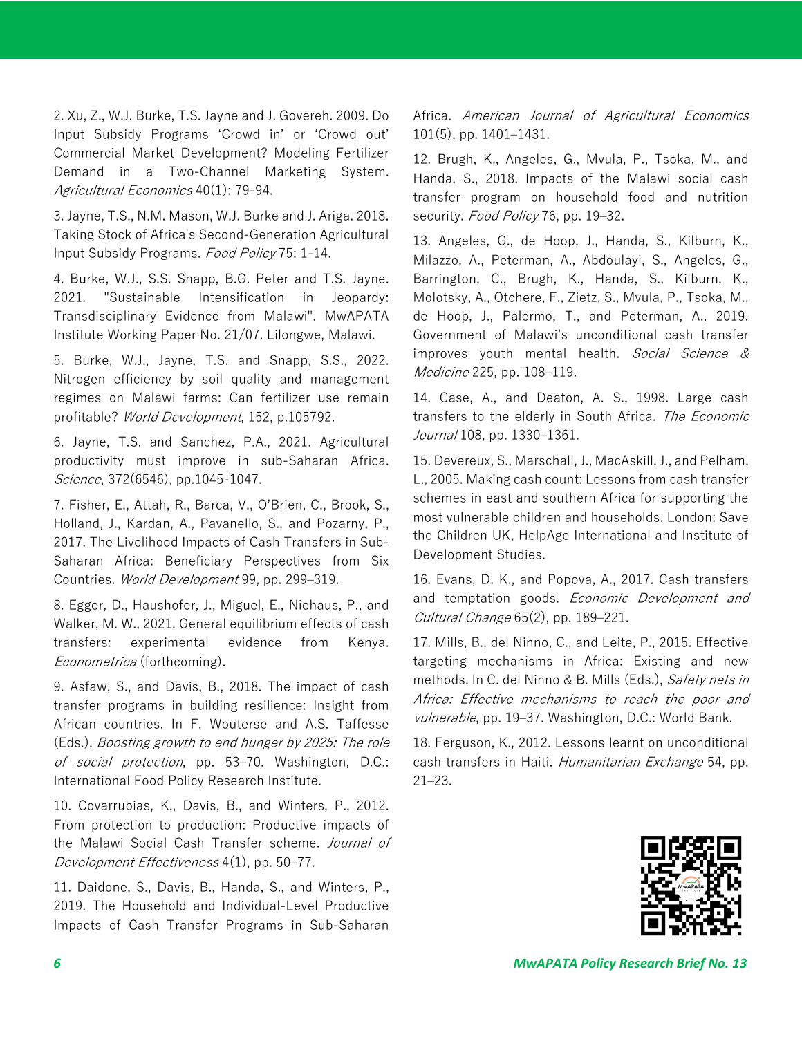2. Xu, Z., W.J. Burke, T.S. Jayne and J. Govereh. 2009. Do Input Subsidy Programs 'Crowd in' or 'Crowd out' Commercial Market Development? Modeling Fertilizer Demand in a Two-Channel Marketing System. *Agricultural Economics* 40(1): 79-94.

3. Jayne, T.S., N.M. Mason, W.J. Burke and J. Ariga. 2018. Taking Stock of Africa's Second-Generation Agricultural Input Subsidy Programs. *Food Policy* 75: 1-14.

4. Burke, W.J., S.S. Snapp, B.G. Peter and T.S. Jayne. 2021. "Sustainable Intensification in Jeopardy: Transdisciplinary Evidence from Malawi". MwAPATA Institute Working Paper No. 21/07. Lilongwe, Malawi.

5. Burke, W.J., Jayne, T.S. and Snapp, S.S., 2022. Nitrogen efficiency by soil quality and management regimes on Malawi farms: Can fertilizer use remain profitable? *World Development*, 152, p.105792.

6. Jayne, T.S. and Sanchez, P.A., 2021. Agricultural productivity must improve in sub-Saharan Africa. *Science*, 372(6546), pp.1045-1047.

7. Fisher, E., Attah, R., Barca, V., O'Brien, C., Brook, S., Holland, J., Kardan, A., Pavanello, S., and Pozarny, P., 2017. The Livelihood Impacts of Cash Transfers in Sub-Saharan Africa: Beneficiary Perspectives from Six Countries. *World Development* 99, pp. 299–319.

8. Egger, D., Haushofer, J., Miguel, E., Niehaus, P., and Walker, M. W., 2021. General equilibrium effects of cash transfers: experimental evidence from Kenya. *Econometrica* (forthcoming).

9. Asfaw, S., and Davis, B., 2018. The impact of cash transfer programs in building resilience: Insight from African countries. In F. Wouterse and A.S. Taffesse (Eds.), *Boosting growth to end hunger by 2025: The role of social protection*, pp. 53–70. Washington, D.C.: International Food Policy Research Institute.

10. Covarrubias, K., Davis, B., and Winters, P., 2012. From protection to production: Productive impacts of the Malawi Social Cash Transfer scheme. *Journal of Development Effectiveness* 4(1), pp. 50–77.

11. Daidone, S., Davis, B., Handa, S., and Winters, P., 2019. The Household and Individual-Level Productive Impacts of Cash Transfer Programs in Sub-Saharan Africa. *American Journal of Agricultural Economics* 101(5), pp. 1401–1431.

12. Brugh, K., Angeles, G., Mvula, P., Tsoka, M., and Handa, S., 2018. Impacts of the Malawi social cash transfer program on household food and nutrition security. *Food Policy* 76, pp. 19–32.

13. Angeles, G., de Hoop, J., Handa, S., Kilburn, K., Milazzo, A., Peterman, A., Abdoulayi, S., Angeles, G., Barrington, C., Brugh, K., Handa, S., Kilburn, K., Molotsky, A., Otchere, F., Zietz, S., Mvula, P., Tsoka, M., de Hoop, J., Palermo, T., and Peterman, A., 2019. Government of Malawi's unconditional cash transfer improves youth mental health. *Social Science & Medicine* 225, pp. 108–119.

14. Case, A., and Deaton, A. S., 1998. Large cash transfers to the elderly in South Africa. *The Economic Journal* 108, pp. 1330–1361.

15. Devereux, S., Marschall, J., MacAskill, J., and Pelham, L., 2005. Making cash count: Lessons from cash transfer schemes in east and southern Africa for supporting the most vulnerable children and households. London: Save the Children UK, HelpAge International and Institute of Development Studies.

16. Evans, D. K., and Popova, A., 2017. Cash transfers and temptation goods. *Economic Development and Cultural Change* 65(2), pp. 189–221.

17. Mills, B., del Ninno, C., and Leite, P., 2015. Effective targeting mechanisms in Africa: Existing and new methods. In C. del Ninno & B. Mills (Eds.), *Safety nets in Africa: Effective mechanisms to reach the poor and vulnerable*, pp. 19–37. Washington, D.C.: World Bank.

18. Ferguson, K., 2012. Lessons learnt on unconditional cash transfers in Haiti. *Humanitarian Exchange* 54, pp. 21–23.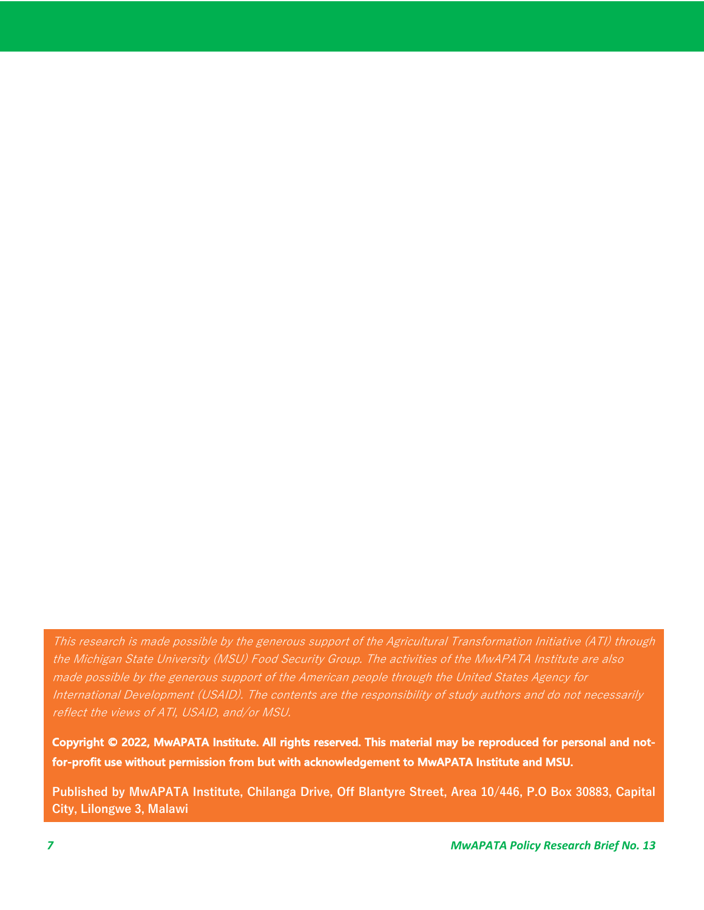*This research is made possible by the generous support of the Agricultural Transformation Initiative (ATI) through the Michigan State University (MSU) Food Security Group. The activities of the MwAPATA Institute are also made possible by the generous support of the American people through the United States Agency for International Development (USAID). The contents are the responsibility of study authors and do not necessarily reflect the views of ATI, USAID, and/or MSU.*

**Copyright © 2022, MwAPATA Institute. All rights reserved. This material may be reproduced for personal and not-for-profit use without permission from but with acknowledgement to MwAPATA Institute and MSU.**

**Published by MwAPATA Institute, Chilanga Drive, Off Blantyre Street, Area 10/446, P.O Box 30883, Capital City, Lilongwe 3, Malawi**